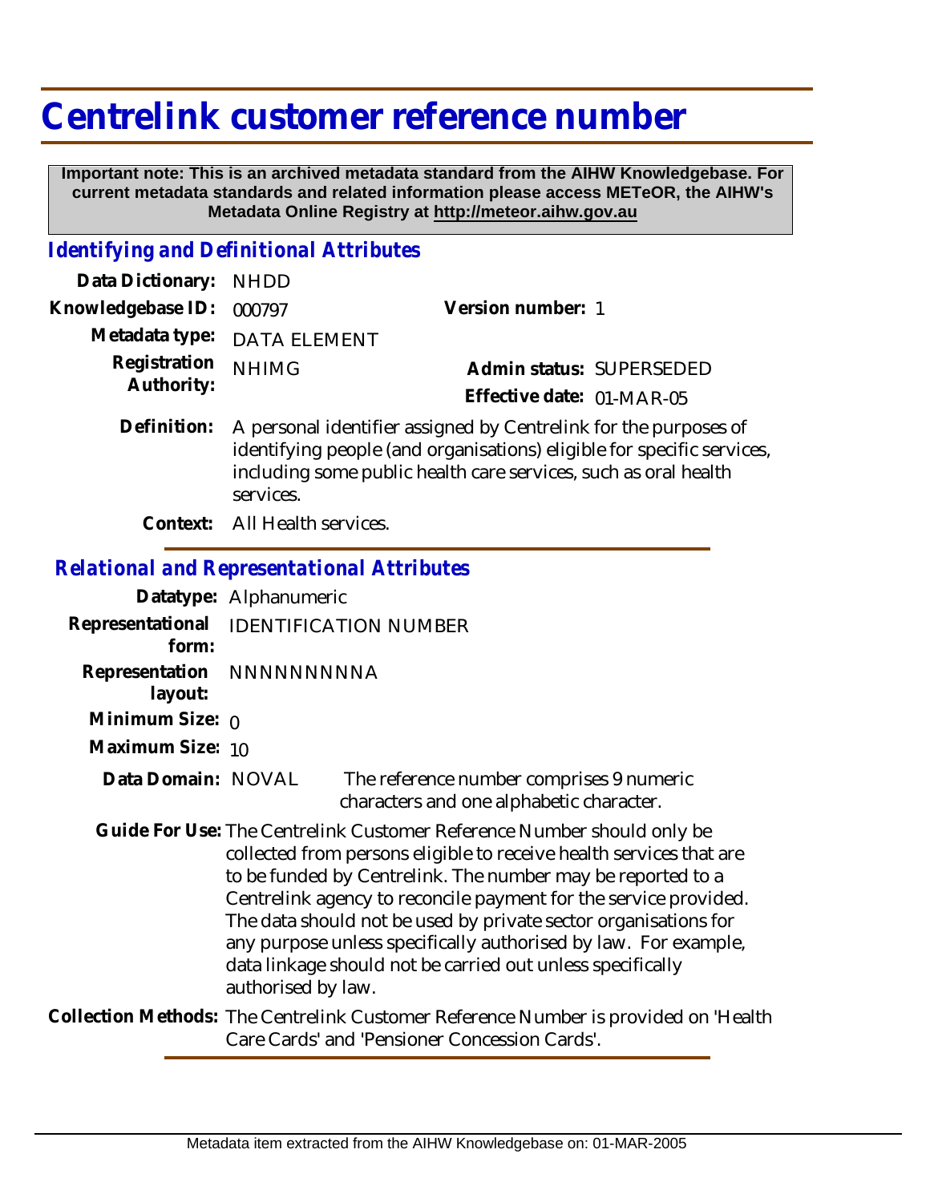# Centrelink customer reference number

**Important note: This is an archived metadata standard from the AIHW Knowledgebase. For current metadata standards and related information please access METeOR, the AIHW's Metadata Online Registry at http://meteor.aihw.gov.au**

## *Identifying and Definitional Attributes*

**Data Dictionary:** NHDD

**Knowledgebase ID:** 000797

**Version number:** 1

**Metadata type:** DATA ELEMENT

**Registration Authority:** NHIMG

**Admin status:** SUPERSEDED

**Effective date:** 01-MAR-05

**Definition:** A personal identifier assigned by Centrelink for the purposes of identifying people (and organisations) eligible for specific services, including some public health care services, such as oral health services.

**Context:** All Health services.

## *Relational and Representational Attributes*

**Datatype:** Alphanumeric

**Representational form:** IDENTIFICATION NUMBER

**Representation layout:** NNNNNNNNNA

**Minimum Size:** 0

**Maximum Size:** 10

**Data Domain:** NOVAL The reference number comprises 9 numeric characters and one alphabetic character.

**Guide For Use:** The Centrelink Customer Reference Number should only be collected from persons eligible to receive health services that are to be funded by Centrelink. The number may be reported to a Centrelink agency to reconcile payment for the service provided. The data should not be used by private sector organisations for any purpose unless specifically authorised by law. For example, data linkage should not be carried out unless specifically authorised by law.

**Collection Methods:** The Centrelink Customer Reference Number is provided on 'Health Care Cards' and 'Pensioner Concession Cards'.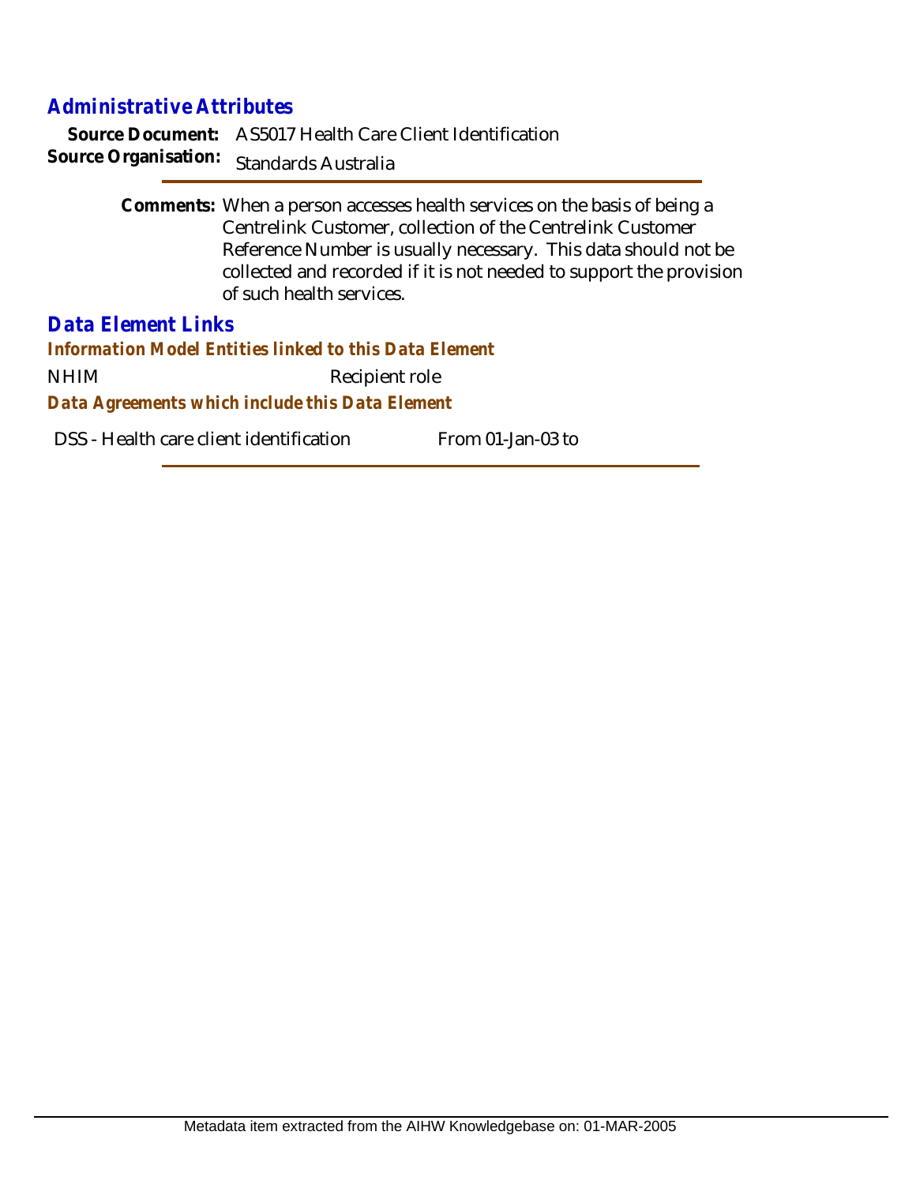## Administrative Attributes

**Source Document:** AS5017 Health Care Client Identification
**Source Organisation:** Standards Australia

**Comments:** When a person accesses health services on the basis of being a Centrelink Customer, collection of the Centrelink Customer Reference Number is usually necessary. This data should not be collected and recorded if it is not needed to support the provision of such health services.

## Data Element Links

### Information Model Entities linked to this Data Element

| | |
|---|---|
| NHIM | Recipient role |

### Data Agreements which include this Data Element

| | |
|---|---|
| DSS - Health care client identification | From 01-Jan-03 to |

Metadata item extracted from the AIHW Knowledgebase on: 01-MAR-2005